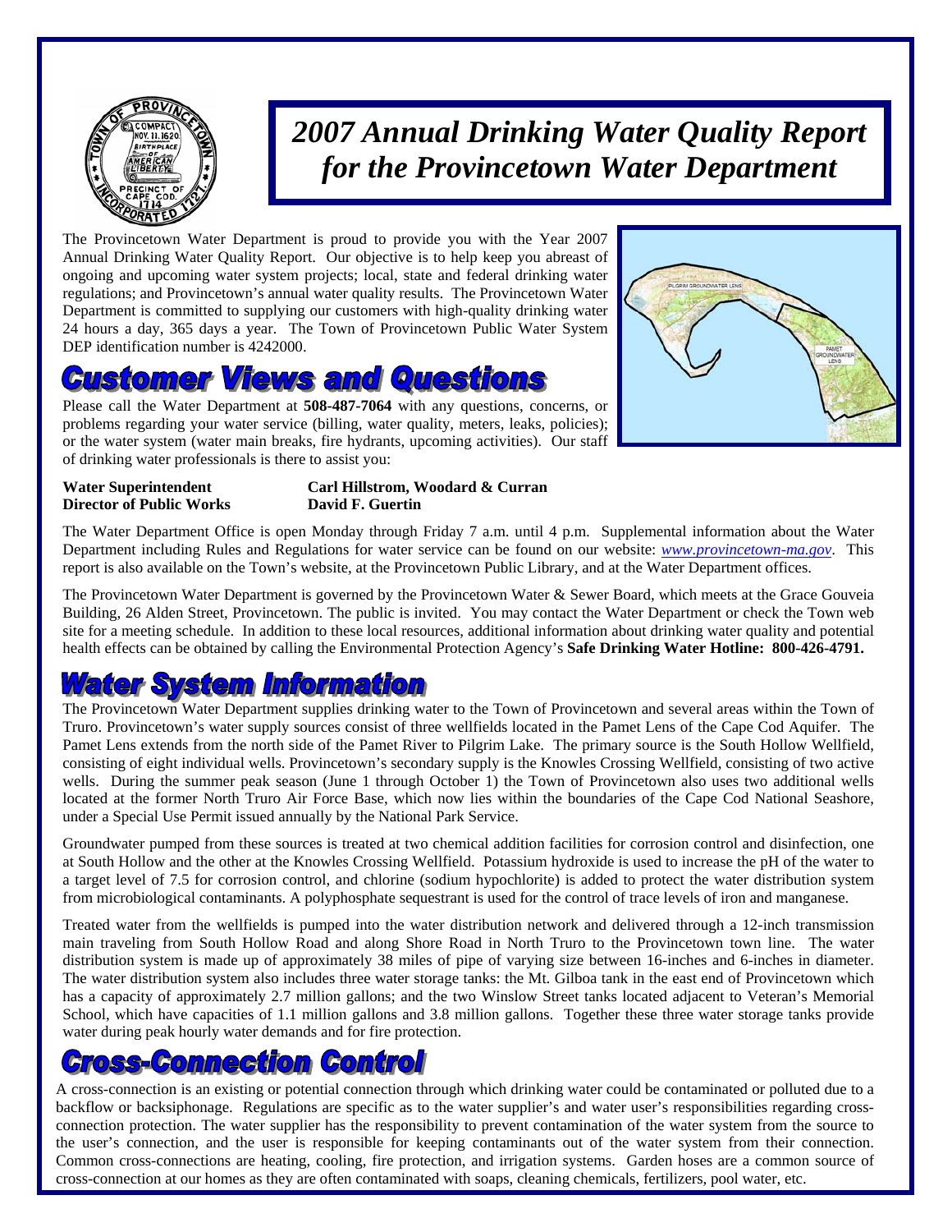# 2007 Annual Drinking Water Quality Report for the Provincetown Water Department

The Provincetown Water Department is proud to provide you with the Year 2007 Annual Drinking Water Quality Report. Our objective is to help keep you abreast of ongoing and upcoming water system projects; local, state and federal drinking water regulations; and Provincetown's annual water quality results. The Provincetown Water Department is committed to supplying our customers with high-quality drinking water 24 hours a day, 365 days a year. The Town of Provincetown Public Water System DEP identification number is 4242000.

## Customer Views and Questions

Please call the Water Department at **508-487-7064** with any questions, concerns, or problems regarding your water service (billing, water quality, meters, leaks, policies); or the water system (water main breaks, fire hydrants, upcoming activities). Our staff of drinking water professionals is there to assist you:

| | |
|---|---|
| **Water Superintendent** | **Carl Hillstrom, Woodard & Curran** |
| **Director of Public Works** | **David F. Guertin** |

The Water Department Office is open Monday through Friday 7 a.m. until 4 p.m. Supplemental information about the Water Department including Rules and Regulations for water service can be found on our website: *www.provincetown-ma.gov*. This report is also available on the Town's website, at the Provincetown Public Library, and at the Water Department offices.

The Provincetown Water Department is governed by the Provincetown Water & Sewer Board, which meets at the Grace Gouveia Building, 26 Alden Street, Provincetown. The public is invited. You may contact the Water Department or check the Town web site for a meeting schedule. In addition to these local resources, additional information about drinking water quality and potential health effects can be obtained by calling the Environmental Protection Agency's **Safe Drinking Water Hotline: 800-426-4791.**

## Water System Information

The Provincetown Water Department supplies drinking water to the Town of Provincetown and several areas within the Town of Truro. Provincetown's water supply sources consist of three wellfields located in the Pamet Lens of the Cape Cod Aquifer. The Pamet Lens extends from the north side of the Pamet River to Pilgrim Lake. The primary source is the South Hollow Wellfield, consisting of eight individual wells. Provincetown's secondary supply is the Knowles Crossing Wellfield, consisting of two active wells. During the summer peak season (June 1 through October 1) the Town of Provincetown also uses two additional wells located at the former North Truro Air Force Base, which now lies within the boundaries of the Cape Cod National Seashore, under a Special Use Permit issued annually by the National Park Service.

Groundwater pumped from these sources is treated at two chemical addition facilities for corrosion control and disinfection, one at South Hollow and the other at the Knowles Crossing Wellfield. Potassium hydroxide is used to increase the pH of the water to a target level of 7.5 for corrosion control, and chlorine (sodium hypochlorite) is added to protect the water distribution system from microbiological contaminants. A polyphosphate sequestrant is used for the control of trace levels of iron and manganese.

Treated water from the wellfields is pumped into the water distribution network and delivered through a 12-inch transmission main traveling from South Hollow Road and along Shore Road in North Truro to the Provincetown town line. The water distribution system is made up of approximately 38 miles of pipe of varying size between 16-inches and 6-inches in diameter. The water distribution system also includes three water storage tanks: the Mt. Gilboa tank in the east end of Provincetown which has a capacity of approximately 2.7 million gallons; and the two Winslow Street tanks located adjacent to Veteran's Memorial School, which have capacities of 1.1 million gallons and 3.8 million gallons. Together these three water storage tanks provide water during peak hourly water demands and for fire protection.

## Cross-Connection Control

A cross-connection is an existing or potential connection through which drinking water could be contaminated or polluted due to a backflow or backsiphonage. Regulations are specific as to the water supplier's and water user's responsibilities regarding cross-connection protection. The water supplier has the responsibility to prevent contamination of the water system from the source to the user's connection, and the user is responsible for keeping contaminants out of the water system from their connection. Common cross-connections are heating, cooling, fire protection, and irrigation systems. Garden hoses are a common source of cross-connection at our homes as they are often contaminated with soaps, cleaning chemicals, fertilizers, pool water, etc.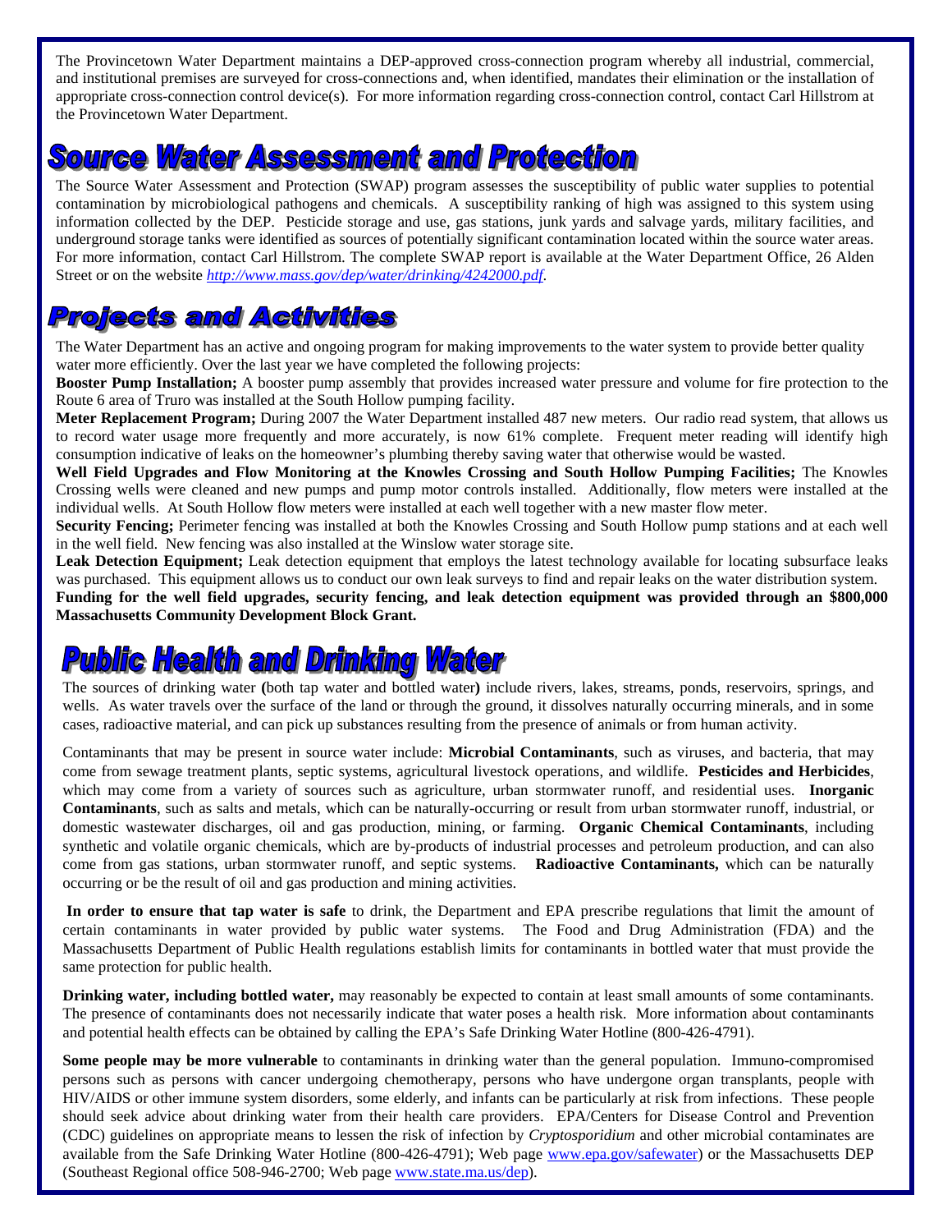The Provincetown Water Department maintains a DEP-approved cross-connection program whereby all industrial, commercial, and institutional premises are surveyed for cross-connections and, when identified, mandates their elimination or the installation of appropriate cross-connection control device(s). For more information regarding cross-connection control, contact Carl Hillstrom at the Provincetown Water Department.

# Source Water Assessment and Protection

The Source Water Assessment and Protection (SWAP) program assesses the susceptibility of public water supplies to potential contamination by microbiological pathogens and chemicals. A susceptibility ranking of high was assigned to this system using information collected by the DEP. Pesticide storage and use, gas stations, junk yards and salvage yards, military facilities, and underground storage tanks were identified as sources of potentially significant contamination located within the source water areas. For more information, contact Carl Hillstrom. The complete SWAP report is available at the Water Department Office, 26 Alden Street or on the website *http://www.mass.gov/dep/water/drinking/4242000.pdf*.

# Projects and Activities

The Water Department has an active and ongoing program for making improvements to the water system to provide better quality water more efficiently. Over the last year we have completed the following projects:

**Booster Pump Installation;** A booster pump assembly that provides increased water pressure and volume for fire protection to the Route 6 area of Truro was installed at the South Hollow pumping facility.

**Meter Replacement Program;** During 2007 the Water Department installed 487 new meters. Our radio read system, that allows us to record water usage more frequently and more accurately, is now 61% complete. Frequent meter reading will identify high consumption indicative of leaks on the homeowner's plumbing thereby saving water that otherwise would be wasted.

**Well Field Upgrades and Flow Monitoring at the Knowles Crossing and South Hollow Pumping Facilities;** The Knowles Crossing wells were cleaned and new pumps and pump motor controls installed. Additionally, flow meters were installed at the individual wells. At South Hollow flow meters were installed at each well together with a new master flow meter.

**Security Fencing;** Perimeter fencing was installed at both the Knowles Crossing and South Hollow pump stations and at each well in the well field. New fencing was also installed at the Winslow water storage site.

**Leak Detection Equipment;** Leak detection equipment that employs the latest technology available for locating subsurface leaks was purchased. This equipment allows us to conduct our own leak surveys to find and repair leaks on the water distribution system.

**Funding for the well field upgrades, security fencing, and leak detection equipment was provided through an $800,000 Massachusetts Community Development Block Grant.**

# Public Health and Drinking Water

The sources of drinking water **(**both tap water and bottled water**)** include rivers, lakes, streams, ponds, reservoirs, springs, and wells. As water travels over the surface of the land or through the ground, it dissolves naturally occurring minerals, and in some cases, radioactive material, and can pick up substances resulting from the presence of animals or from human activity.

Contaminants that may be present in source water include: **Microbial Contaminants**, such as viruses, and bacteria, that may come from sewage treatment plants, septic systems, agricultural livestock operations, and wildlife. **Pesticides and Herbicides**, which may come from a variety of sources such as agriculture, urban stormwater runoff, and residential uses. **Inorganic Contaminants**, such as salts and metals, which can be naturally-occurring or result from urban stormwater runoff, industrial, or domestic wastewater discharges, oil and gas production, mining, or farming. **Organic Chemical Contaminants**, including synthetic and volatile organic chemicals, which are by-products of industrial processes and petroleum production, and can also come from gas stations, urban stormwater runoff, and septic systems. **Radioactive Contaminants,** which can be naturally occurring or be the result of oil and gas production and mining activities.

**In order to ensure that tap water is safe** to drink, the Department and EPA prescribe regulations that limit the amount of certain contaminants in water provided by public water systems. The Food and Drug Administration (FDA) and the Massachusetts Department of Public Health regulations establish limits for contaminants in bottled water that must provide the same protection for public health.

**Drinking water, including bottled water,** may reasonably be expected to contain at least small amounts of some contaminants. The presence of contaminants does not necessarily indicate that water poses a health risk. More information about contaminants and potential health effects can be obtained by calling the EPA's Safe Drinking Water Hotline (800-426-4791).

**Some people may be more vulnerable** to contaminants in drinking water than the general population. Immuno-compromised persons such as persons with cancer undergoing chemotherapy, persons who have undergone organ transplants, people with HIV/AIDS or other immune system disorders, some elderly, and infants can be particularly at risk from infections. These people should seek advice about drinking water from their health care providers. EPA/Centers for Disease Control and Prevention (CDC) guidelines on appropriate means to lessen the risk of infection by *Cryptosporidium* and other microbial contaminates are available from the Safe Drinking Water Hotline (800-426-4791); Web page www.epa.gov/safewater) or the Massachusetts DEP (Southeast Regional office 508-946-2700; Web page www.state.ma.us/dep).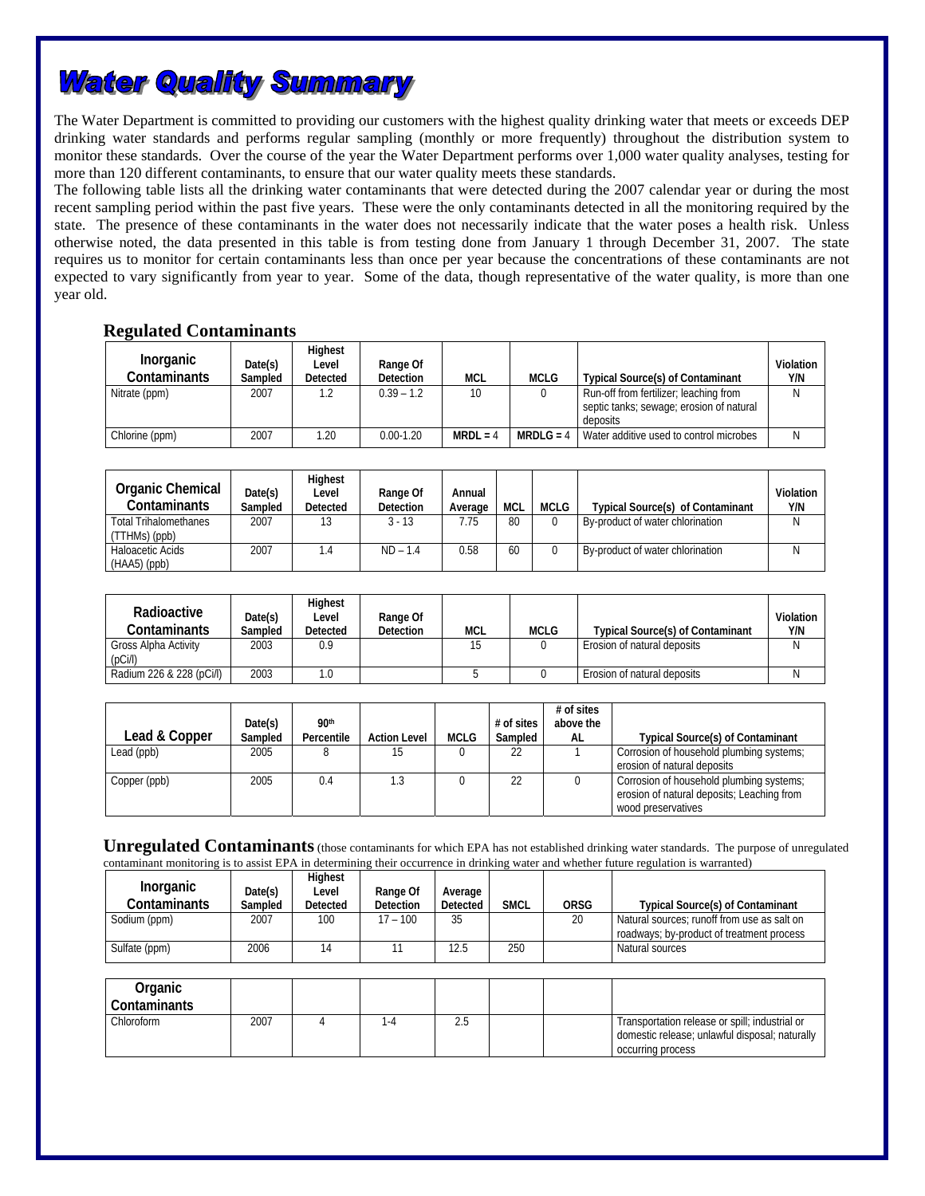# Water Quality Summary

The Water Department is committed to providing our customers with the highest quality drinking water that meets or exceeds DEP drinking water standards and performs regular sampling (monthly or more frequently) throughout the distribution system to monitor these standards. Over the course of the year the Water Department performs over 1,000 water quality analyses, testing for more than 120 different contaminants, to ensure that our water quality meets these standards.

The following table lists all the drinking water contaminants that were detected during the 2007 calendar year or during the most recent sampling period within the past five years. These were the only contaminants detected in all the monitoring required by the state. The presence of these contaminants in the water does not necessarily indicate that the water poses a health risk. Unless otherwise noted, the data presented in this table is from testing done from January 1 through December 31, 2007. The state requires us to monitor for certain contaminants less than once per year because the concentrations of these contaminants are not expected to vary significantly from year to year. Some of the data, though representative of the water quality, is more than one year old.

## Regulated Contaminants

| Inorganic Contaminants | Date(s) Sampled | Highest Level Detected | Range Of Detection | MCL | MCLG | Typical Source(s) of Contaminant | Violation Y/N |
|---|---|---|---|---|---|---|---|
| Nitrate (ppm) | 2007 | 1.2 | 0.39 – 1.2 | 10 | 0 | Run-off from fertilizer; leaching from septic tanks; sewage; erosion of natural deposits | N |
| Chlorine (ppm) | 2007 | 1.20 | 0.00-1.20 | **MRDL =** 4 | **MRDLG =** 4 | Water additive used to control microbes | N |

| Organic Chemical Contaminants | Date(s) Sampled | Highest Level Detected | Range Of Detection | Annual Average | MCL | MCLG | Typical Source(s) of Contaminant | Violation Y/N |
|---|---|---|---|---|---|---|---|---|
| Total Trihalomethanes (TTHMs) (ppb) | 2007 | 13 | 3 - 13 | 7.75 | 80 | 0 | By-product of water chlorination | N |
| Haloacetic Acids (HAA5) (ppb) | 2007 | 1.4 | ND – 1.4 | 0.58 | 60 | 0 | By-product of water chlorination | N |

| Radioactive Contaminants | Date(s) Sampled | Highest Level Detected | Range Of Detection | MCL | MCLG | Typical Source(s) of Contaminant | Violation Y/N |
|---|---|---|---|---|---|---|---|
| Gross Alpha Activity (pCi/l) | 2003 | 0.9 | | 15 | 0 | Erosion of natural deposits | N |
| Radium 226 & 228 (pCi/l) | 2003 | 1.0 | | 5 | 0 | Erosion of natural deposits | N |

| Lead & Copper | Date(s) Sampled | 90th Percentile | Action Level | MCLG | # of sites Sampled | # of sites above the AL | Typical Source(s) of Contaminant |
|---|---|---|---|---|---|---|---|
| Lead (ppb) | 2005 | 8 | 15 | 0 | 22 | 1 | Corrosion of household plumbing systems; erosion of natural deposits |
| Copper (ppb) | 2005 | 0.4 | 1.3 | 0 | 22 | 0 | Corrosion of household plumbing systems; erosion of natural deposits; Leaching from wood preservatives |

## Unregulated Contaminants

(those contaminants for which EPA has not established drinking water standards. The purpose of unregulated contaminant monitoring is to assist EPA in determining their occurrence in drinking water and whether future regulation is warranted)

| Inorganic Contaminants | Date(s) Sampled | Highest Level Detected | Range Of Detection | Average Detected | SMCL | ORSG | Typical Source(s) of Contaminant |
|---|---|---|---|---|---|---|---|
| Sodium (ppm) | 2007 | 100 | 17 – 100 | 35 | | 20 | Natural sources; runoff from use as salt on roadways; by-product of treatment process |
| Sulfate (ppm) | 2006 | 14 | 11 | 12.5 | 250 | | Natural sources |
| **Organic Contaminants** | | | | | | | |
| Chloroform | 2007 | 4 | 1-4 | 2.5 | | | Transportation release or spill; industrial or domestic release; unlawful disposal; naturally occurring process |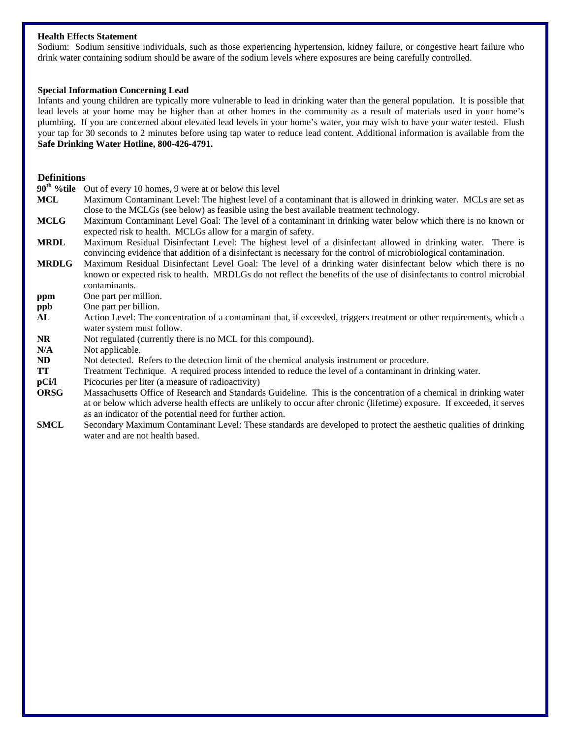**Health Effects Statement**

Sodium: Sodium sensitive individuals, such as those experiencing hypertension, kidney failure, or congestive heart failure who drink water containing sodium should be aware of the sodium levels where exposures are being carefully controlled.

**Special Information Concerning Lead**

Infants and young children are typically more vulnerable to lead in drinking water than the general population. It is possible that lead levels at your home may be higher than at other homes in the community as a result of materials used in your home's plumbing. If you are concerned about elevated lead levels in your home's water, you may wish to have your water tested. Flush your tap for 30 seconds to 2 minutes before using tap water to reduce lead content. Additional information is available from the **Safe Drinking Water Hotline, 800-426-4791.**

## Definitions

| | |
|---|---|
| **90th %tile** | Out of every 10 homes, 9 were at or below this level |
| **MCL** | Maximum Contaminant Level: The highest level of a contaminant that is allowed in drinking water. MCLs are set as close to the MCLGs (see below) as feasible using the best available treatment technology. |
| **MCLG** | Maximum Contaminant Level Goal: The level of a contaminant in drinking water below which there is no known or expected risk to health. MCLGs allow for a margin of safety. |
| **MRDL** | Maximum Residual Disinfectant Level: The highest level of a disinfectant allowed in drinking water. There is convincing evidence that addition of a disinfectant is necessary for the control of microbiological contamination. |
| **MRDLG** | Maximum Residual Disinfectant Level Goal: The level of a drinking water disinfectant below which there is no known or expected risk to health. MRDLGs do not reflect the benefits of the use of disinfectants to control microbial contaminants. |
| **ppm** | One part per million. |
| **ppb** | One part per billion. |
| **AL** | Action Level: The concentration of a contaminant that, if exceeded, triggers treatment or other requirements, which a water system must follow. |
| **NR** | Not regulated (currently there is no MCL for this compound). |
| **N/A** | Not applicable. |
| **ND** | Not detected. Refers to the detection limit of the chemical analysis instrument or procedure. |
| **TT** | Treatment Technique. A required process intended to reduce the level of a contaminant in drinking water. |
| **pCi/l** | Picocuries per liter (a measure of radioactivity) |
| **ORSG** | Massachusetts Office of Research and Standards Guideline. This is the concentration of a chemical in drinking water at or below which adverse health effects are unlikely to occur after chronic (lifetime) exposure. If exceeded, it serves as an indicator of the potential need for further action. |
| **SMCL** | Secondary Maximum Contaminant Level: These standards are developed to protect the aesthetic qualities of drinking water and are not health based. |